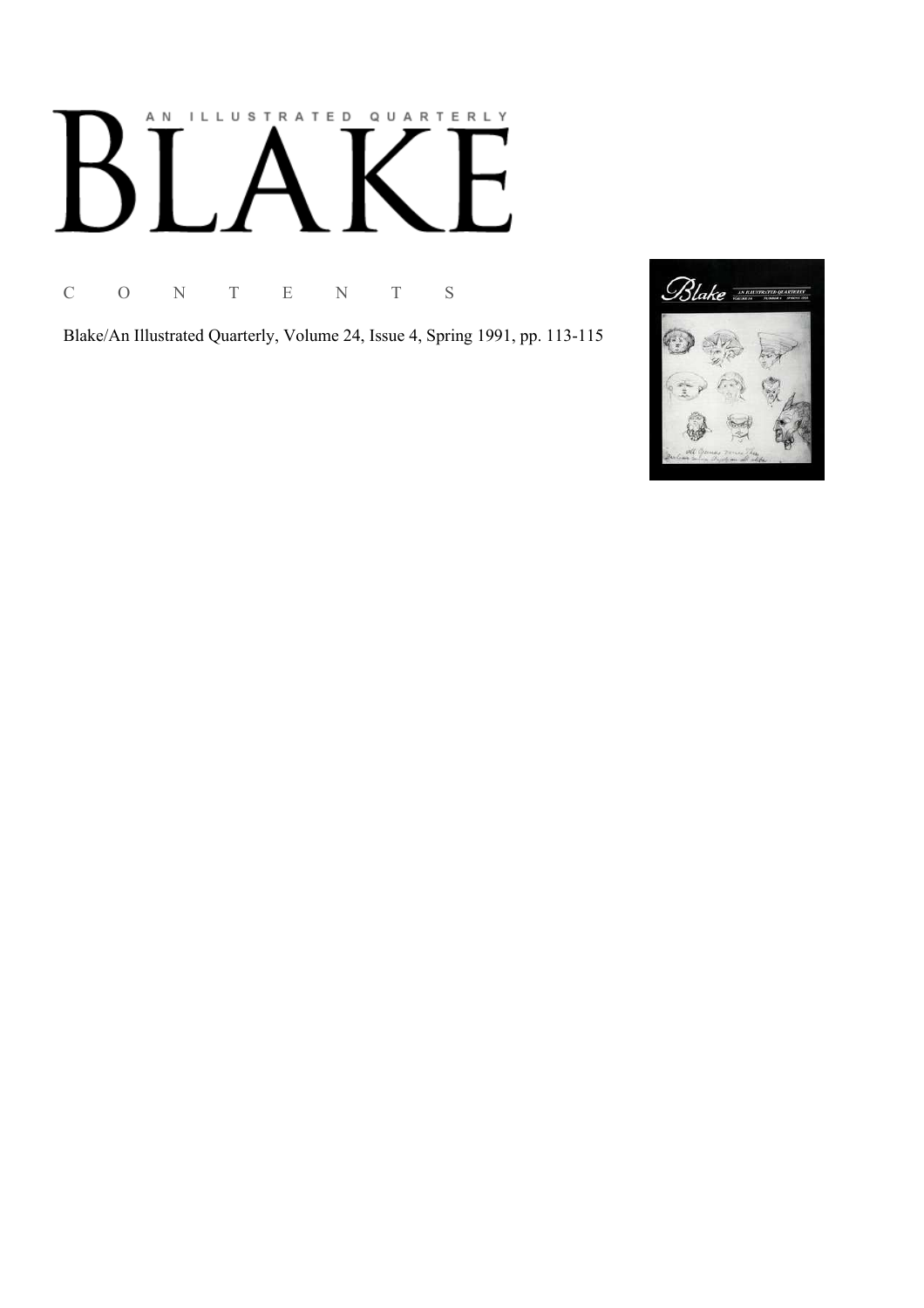AN ILLUSTRATED QUARTERLY

# BLAKE

C O N T E N T S

Blake/An Illustrated Quarterly, Volume 24, Issue 4, Spring 1991, pp. 113-115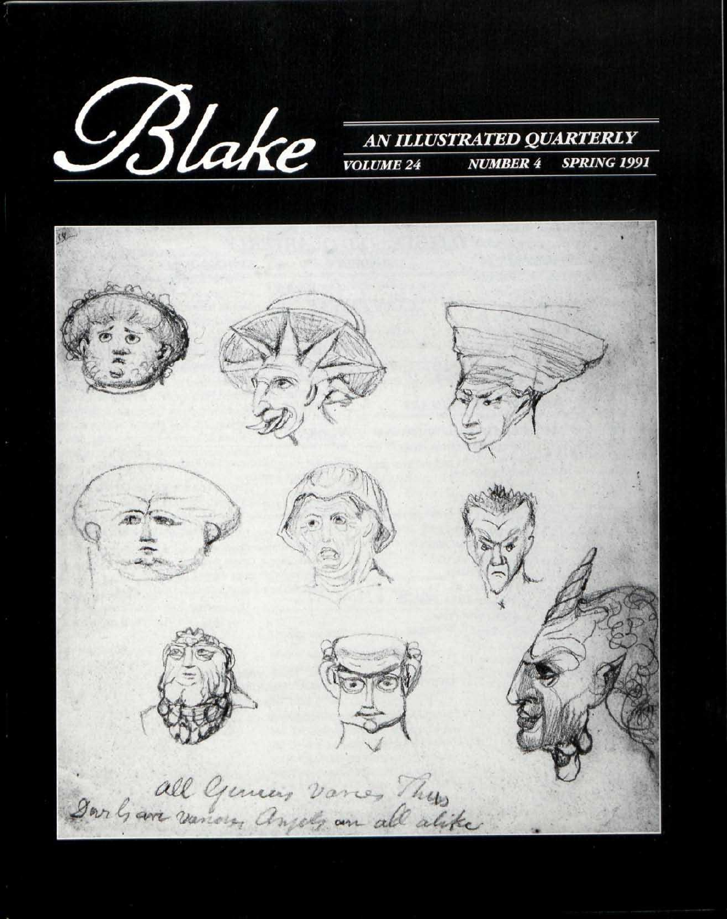# Blake

**AN ILLUSTRATED QUARTERLY**

*VOLUME 24 NUMBER 4 SPRING 1991*

all Genius varies Thus
Devils are various Angels are all alike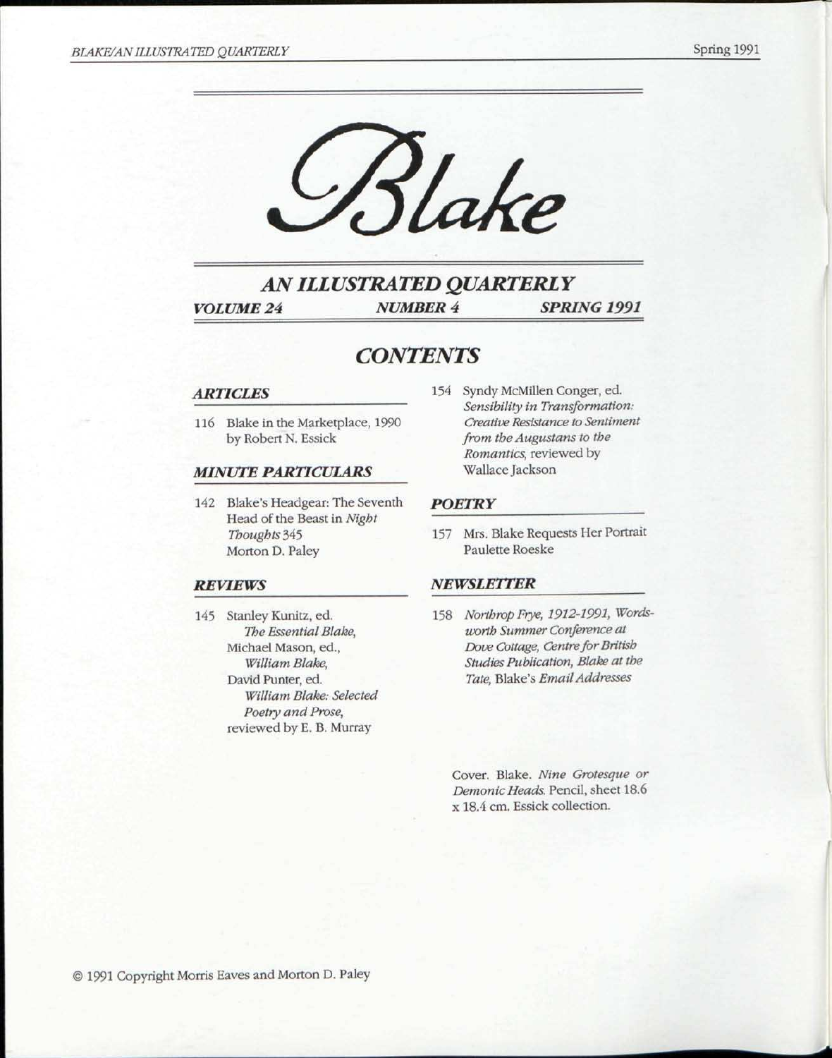# Blake

## AN ILLUSTRATED QUARTERLY

***VOLUME 24*** ***NUMBER 4*** ***SPRING 1991***

## CONTENTS

### *ARTICLES*

116 Blake in the Marketplace, 1990 by Robert N. Essick

### *MINUTE PARTICULARS*

142 Blake's Headgear: The Seventh Head of the Beast in *Night Thoughts* 345
Morton D. Paley

### *REVIEWS*

145 Stanley Kunitz, ed. *The Essential Blake*, Michael Mason, ed., *William Blake*, David Punter, ed. *William Blake: Selected Poetry and Prose*, reviewed by E. B. Murray

154 Syndy McMillen Conger, ed. *Sensibility in Transformation: Creative Resistance to Sentiment from the Augustans to the Romantics*, reviewed by Wallace Jackson

### *POETRY*

157 Mrs. Blake Requests Her Portrait
Paulette Roeske

### *NEWSLETTER*

158 *Northrop Frye, 1912-1991, Wordsworth Summer Conference at Dove Cottage, Centre for British Studies Publication, Blake at the Tate,* Blake's *Email Addresses*

Cover. Blake. *Nine Grotesque or Demonic Heads.* Pencil, sheet 18.6 x 18.4 cm. Essick collection.

© 1991 Copyright Morris Eaves and Morton D. Paley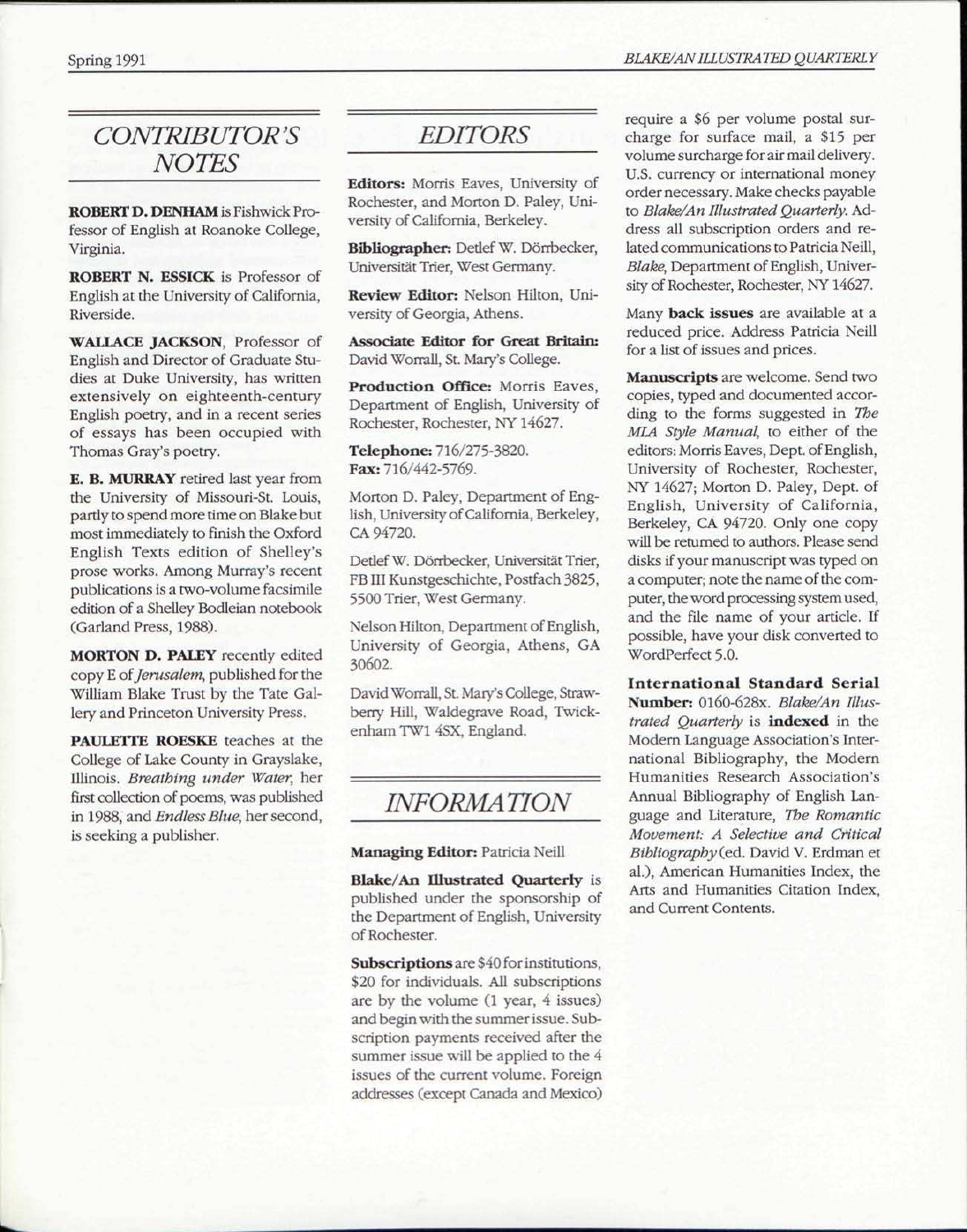## CONTRIBUTOR'S NOTES

**ROBERT D. DENHAM** is Fishwick Professor of English at Roanoke College, Virginia.

**ROBERT N. ESSICK** is Professor of English at the University of California, Riverside.

**WALLACE JACKSON**, Professor of English and Director of Graduate Studies at Duke University, has written extensively on eighteenth-century English poetry, and in a recent series of essays has been occupied with Thomas Gray's poetry.

**E. B. MURRAY** retired last year from the University of Missouri-St. Louis, partly to spend more time on Blake but most immediately to finish the Oxford English Texts edition of Shelley's prose works. Among Murray's recent publications is a two-volume facsimile edition of a Shelley Bodleian notebook (Garland Press, 1988).

**MORTON D. PALEY** recently edited copy E of *Jerusalem*, published for the William Blake Trust by the Tate Gallery and Princeton University Press.

**PAULETTE ROESKE** teaches at the College of Lake County in Grayslake, Illinois. *Breathing under Water*, her first collection of poems, was published in 1988, and *Endless Blue*, her second, is seeking a publisher.

## EDITORS

**Editors:** Morris Eaves, University of Rochester, and Morton D. Paley, University of California, Berkeley.

**Bibliographer:** Detlef W. Dörrbecker, Universität Trier, West Germany.

**Review Editor:** Nelson Hilton, University of Georgia, Athens.

**Associate Editor for Great Britain:** David Worrall, St. Mary's College.

**Production Office:** Morris Eaves, Department of English, University of Rochester, Rochester, NY 14627.

**Telephone:** 716/275-3820.
**Fax:** 716/442-5769.

Morton D. Paley, Department of English, University of California, Berkeley, CA 94720.

Detlef W. Dörrbecker, Universität Trier, FB III Kunstgeschichte, Postfach 3825, 5500 Trier, West Germany.

Nelson Hilton, Department of English, University of Georgia, Athens, GA 30602.

David Worrall, St. Mary's College, Strawberry Hill, Waldegrave Road, Twickenham TW1 4SX, England.

## INFORMATION

**Managing Editor:** Patricia Neill

**Blake/An Illustrated Quarterly** is published under the sponsorship of the Department of English, University of Rochester.

**Subscriptions** are $40 for institutions, $20 for individuals. All subscriptions are by the volume (1 year, 4 issues) and begin with the summer issue. Subscription payments received after the summer issue will be applied to the 4 issues of the current volume. Foreign addresses (except Canada and Mexico) require a $6 per volume postal surcharge for surface mail, a $15 per volume surcharge for air mail delivery. U.S. currency or international money order necessary. Make checks payable to *Blake/An Illustrated Quarterly*. Address all subscription orders and related communications to Patricia Neill, *Blake*, Department of English, University of Rochester, Rochester, NY 14627.

Many **back issues** are available at a reduced price. Address Patricia Neill for a list of issues and prices.

**Manuscripts** are welcome. Send two copies, typed and documented according to the forms suggested in *The MLA Style Manual*, to either of the editors: Morris Eaves, Dept. of English, University of Rochester, Rochester, NY 14627; Morton D. Paley, Dept. of English, University of California, Berkeley, CA 94720. Only one copy will be returned to authors. Please send disks if your manuscript was typed on a computer; note the name of the computer, the word processing system used, and the file name of your article. If possible, have your disk converted to WordPerfect 5.0.

**International Standard Serial Number:** 0160-628x. *Blake/An Illustrated Quarterly* is **indexed** in the Modern Language Association's International Bibliography, the Modern Humanities Research Association's Annual Bibliography of English Language and Literature, *The Romantic Movement: A Selective and Critical Bibliography* (ed. David V. Erdman et al.), American Humanities Index, the Arts and Humanities Citation Index, and Current Contents.